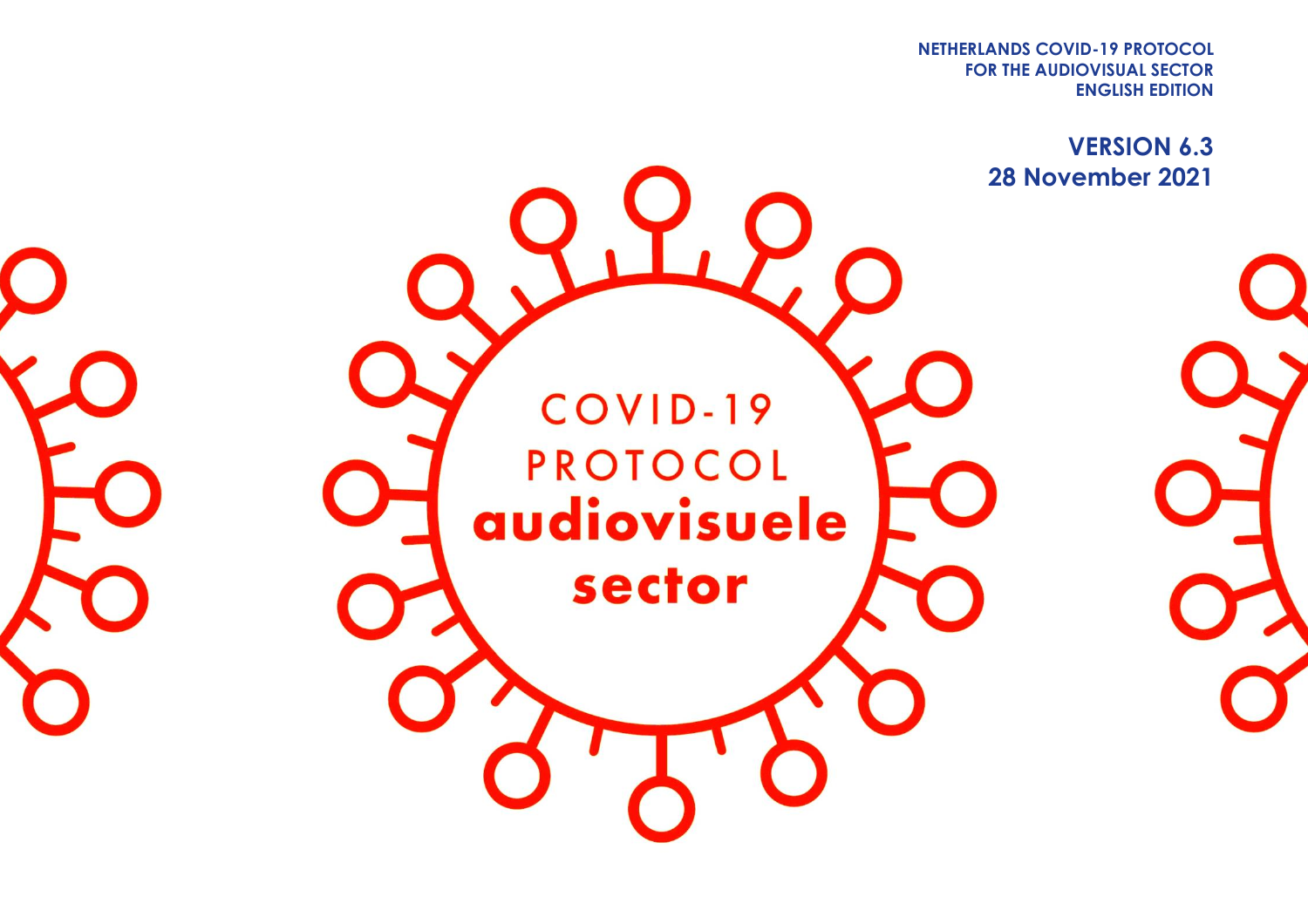**NETHERLANDS COVID-19 PROTOCOL**
**FOR THE AUDIOVISUAL SECTOR**
**ENGLISH EDITION**

**VERSION 6.3**
**28 November 2021**

# COVID-19 PROTOCOL audiovisuele sector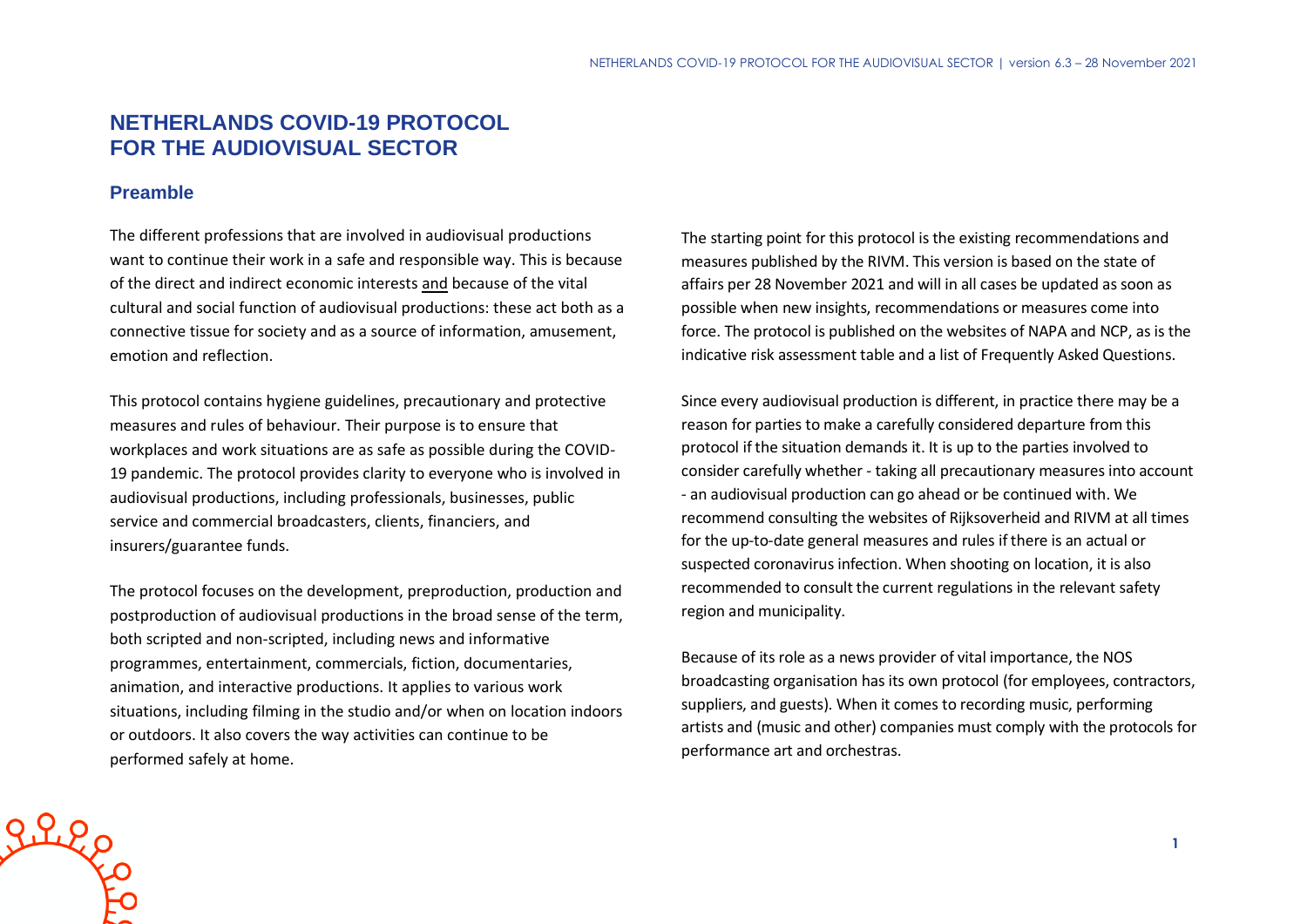# NETHERLANDS COVID-19 PROTOCOL FOR THE AUDIOVISUAL SECTOR

## Preamble

The different professions that are involved in audiovisual productions want to continue their work in a safe and responsible way. This is because of the direct and indirect economic interests and because of the vital cultural and social function of audiovisual productions: these act both as a connective tissue for society and as a source of information, amusement, emotion and reflection.

This protocol contains hygiene guidelines, precautionary and protective measures and rules of behaviour. Their purpose is to ensure that workplaces and work situations are as safe as possible during the COVID-19 pandemic. The protocol provides clarity to everyone who is involved in audiovisual productions, including professionals, businesses, public service and commercial broadcasters, clients, financiers, and insurers/guarantee funds.

The protocol focuses on the development, preproduction, production and postproduction of audiovisual productions in the broad sense of the term, both scripted and non-scripted, including news and informative programmes, entertainment, commercials, fiction, documentaries, animation, and interactive productions. It applies to various work situations, including filming in the studio and/or when on location indoors or outdoors. It also covers the way activities can continue to be performed safely at home.

The starting point for this protocol is the existing recommendations and measures published by the RIVM. This version is based on the state of affairs per 28 November 2021 and will in all cases be updated as soon as possible when new insights, recommendations or measures come into force. The protocol is published on the websites of NAPA and NCP, as is the indicative risk assessment table and a list of Frequently Asked Questions.

Since every audiovisual production is different, in practice there may be a reason for parties to make a carefully considered departure from this protocol if the situation demands it. It is up to the parties involved to consider carefully whether - taking all precautionary measures into account - an audiovisual production can go ahead or be continued with. We recommend consulting the websites of Rijksoverheid and RIVM at all times for the up-to-date general measures and rules if there is an actual or suspected coronavirus infection. When shooting on location, it is also recommended to consult the current regulations in the relevant safety region and municipality.

Because of its role as a news provider of vital importance, the NOS broadcasting organisation has its own protocol (for employees, contractors, suppliers, and guests). When it comes to recording music, performing artists and (music and other) companies must comply with the protocols for performance art and orchestras.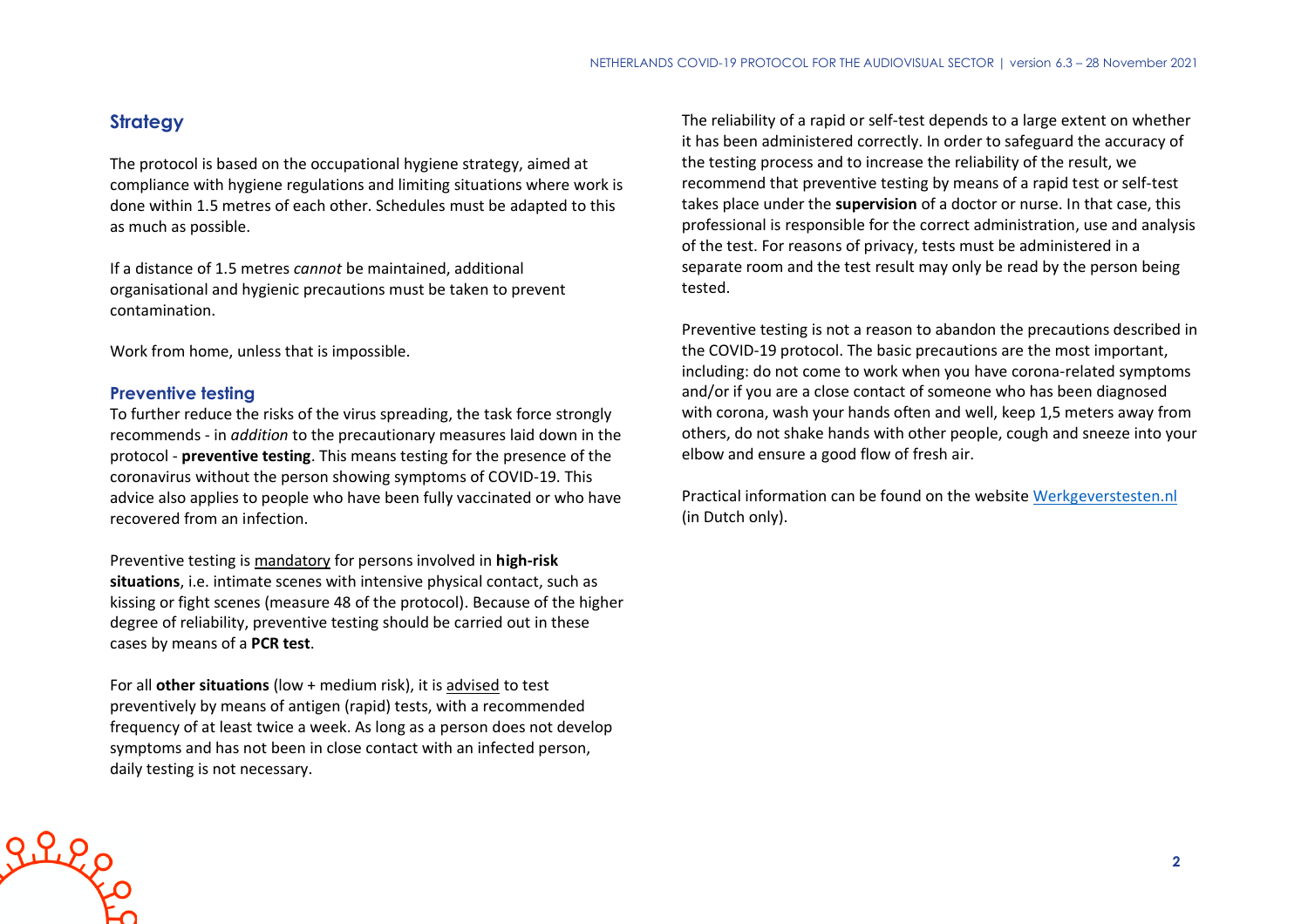## Strategy

The protocol is based on the occupational hygiene strategy, aimed at compliance with hygiene regulations and limiting situations where work is done within 1.5 metres of each other. Schedules must be adapted to this as much as possible.

If a distance of 1.5 metres *cannot* be maintained, additional organisational and hygienic precautions must be taken to prevent contamination.

Work from home, unless that is impossible.

### Preventive testing

To further reduce the risks of the virus spreading, the task force strongly recommends - in *addition* to the precautionary measures laid down in the protocol - **preventive testing**. This means testing for the presence of the coronavirus without the person showing symptoms of COVID-19. This advice also applies to people who have been fully vaccinated or who have recovered from an infection.

Preventive testing is mandatory for persons involved in **high-risk situations**, i.e. intimate scenes with intensive physical contact, such as kissing or fight scenes (measure 48 of the protocol). Because of the higher degree of reliability, preventive testing should be carried out in these cases by means of a **PCR test**.

For all **other situations** (low + medium risk), it is advised to test preventively by means of antigen (rapid) tests, with a recommended frequency of at least twice a week. As long as a person does not develop symptoms and has not been in close contact with an infected person, daily testing is not necessary.

The reliability of a rapid or self-test depends to a large extent on whether it has been administered correctly. In order to safeguard the accuracy of the testing process and to increase the reliability of the result, we recommend that preventive testing by means of a rapid test or self-test takes place under the **supervision** of a doctor or nurse. In that case, this professional is responsible for the correct administration, use and analysis of the test. For reasons of privacy, tests must be administered in a separate room and the test result may only be read by the person being tested.

Preventive testing is not a reason to abandon the precautions described in the COVID-19 protocol. The basic precautions are the most important, including: do not come to work when you have corona-related symptoms and/or if you are a close contact of someone who has been diagnosed with corona, wash your hands often and well, keep 1,5 meters away from others, do not shake hands with other people, cough and sneeze into your elbow and ensure a good flow of fresh air.

Practical information can be found on the website Werkgeverstesten.nl (in Dutch only).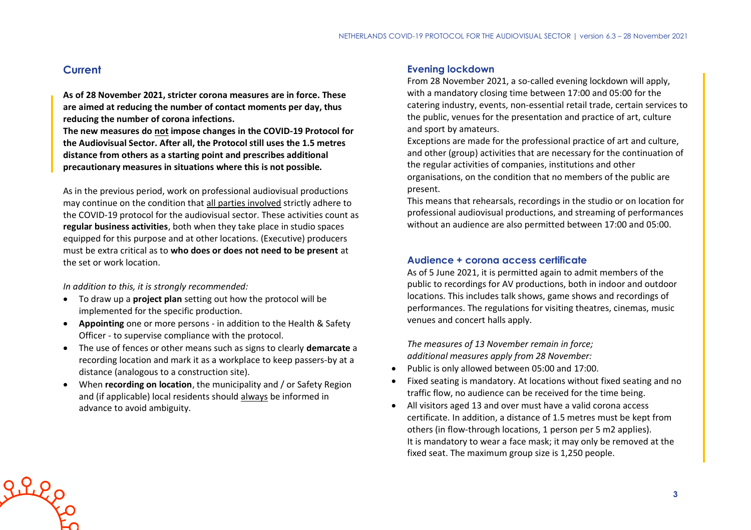## Current

**As of 28 November 2021, stricter corona measures are in force. These are aimed at reducing the number of contact moments per day, thus reducing the number of corona infections.**
**The new measures do <u>not</u> impose changes in the COVID-19 Protocol for the Audiovisual Sector. After all, the Protocol still uses the 1.5 metres distance from others as a starting point and prescribes additional precautionary measures in situations where this is not possible.**

As in the previous period, work on professional audiovisual productions may continue on the condition that <u>all parties involved</u> strictly adhere to the COVID-19 protocol for the audiovisual sector. These activities count as **regular business activities**, both when they take place in studio spaces equipped for this purpose and at other locations. (Executive) producers must be extra critical as to **who does or does not need to be present** at the set or work location.

*In addition to this, it is strongly recommended:*

- To draw up a **project plan** setting out how the protocol will be implemented for the specific production.
- **Appointing** one or more persons - in addition to the Health & Safety Officer - to supervise compliance with the protocol.
- The use of fences or other means such as signs to clearly **demarcate** a recording location and mark it as a workplace to keep passers-by at a distance (analogous to a construction site).
- When **recording on location**, the municipality and / or Safety Region and (if applicable) local residents should <u>always</u> be informed in advance to avoid ambiguity.

### Evening lockdown

From 28 November 2021, a so-called evening lockdown will apply, with a mandatory closing time between 17:00 and 05:00 for the catering industry, events, non-essential retail trade, certain services to the public, venues for the presentation and practice of art, culture and sport by amateurs.
Exceptions are made for the professional practice of art and culture, and other (group) activities that are necessary for the continuation of the regular activities of companies, institutions and other organisations, on the condition that no members of the public are present.
This means that rehearsals, recordings in the studio or on location for professional audiovisual productions, and streaming of performances without an audience are also permitted between 17:00 and 05:00.

### Audience + corona access certificate

As of 5 June 2021, it is permitted again to admit members of the public to recordings for AV productions, both in indoor and outdoor locations. This includes talk shows, game shows and recordings of performances. The regulations for visiting theatres, cinemas, music venues and concert halls apply.

*The measures of 13 November remain in force;*
*additional measures apply from 28 November:*

- Public is only allowed between 05:00 and 17:00.
- Fixed seating is mandatory. At locations without fixed seating and no traffic flow, no audience can be received for the time being.
- All visitors aged 13 and over must have a valid corona access certificate. In addition, a distance of 1.5 metres must be kept from others (in flow-through locations, 1 person per 5 m2 applies).
  It is mandatory to wear a face mask; it may only be removed at the fixed seat. The maximum group size is 1,250 people.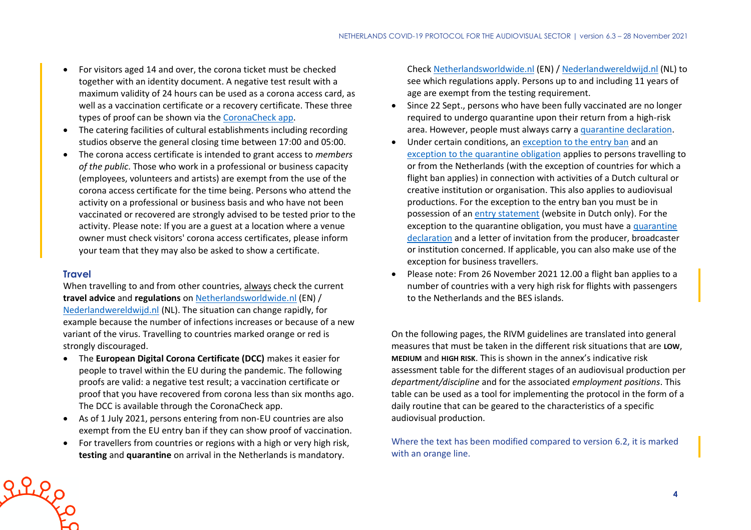- For visitors aged 14 and over, the corona ticket must be checked together with an identity document. A negative test result with a maximum validity of 24 hours can be used as a corona access card, as well as a vaccination certificate or a recovery certificate. These three types of proof can be shown via the [CoronaCheck app](#).
- The catering facilities of cultural establishments including recording studios observe the general closing time between 17:00 and 05:00.
- The corona access certificate is intended to grant access to *members of the public*. Those who work in a professional or business capacity (employees, volunteers and artists) are exempt from the use of the corona access certificate for the time being. Persons who attend the activity on a professional or business basis and who have not been vaccinated or recovered are strongly advised to be tested prior to the activity. Please note: If you are a guest at a location where a venue owner must check visitors' corona access certificates, please inform your team that they may also be asked to show a certificate.

### Travel

When travelling to and from other countries, always check the current **travel advice** and **regulations** on [Netherlandsworldwide.nl](#) (EN) / [Nederlandwereldwijd.nl](#) (NL). The situation can change rapidly, for example because the number of infections increases or because of a new variant of the virus. Travelling to countries marked orange or red is strongly discouraged.

- The **European Digital Corona Certificate (DCC)** makes it easier for people to travel within the EU during the pandemic. The following proofs are valid: a negative test result; a vaccination certificate or proof that you have recovered from corona less than six months ago. The DCC is available through the CoronaCheck app.
- As of 1 July 2021, persons entering from non-EU countries are also exempt from the EU entry ban if they can show proof of vaccination.
- For travellers from countries or regions with a high or very high risk, **testing** and **quarantine** on arrival in the Netherlands is mandatory. Check [Netherlandsworldwide.nl](#) (EN) / [Nederlandwereldwijd.nl](#) (NL) to see which regulations apply. Persons up to and including 11 years of age are exempt from the testing requirement.
- Since 22 Sept., persons who have been fully vaccinated are no longer required to undergo quarantine upon their return from a high-risk area. However, people must always carry a [quarantine declaration](#).
- Under certain conditions, an [exception to the entry ban](#) and an [exception to the quarantine obligation](#) applies to persons travelling to or from the Netherlands (with the exception of countries for which a flight ban applies) in connection with activities of a Dutch cultural or creative institution or organisation. This also applies to audiovisual productions. For the exception to the entry ban you must be in possession of an [entry statement](#) (website in Dutch only). For the exception to the quarantine obligation, you must have a [quarantine declaration](#) and a letter of invitation from the producer, broadcaster or institution concerned. If applicable, you can also make use of the exception for business travellers.
- Please note: From 26 November 2021 12.00 a flight ban applies to a number of countries with a very high risk for flights with passengers to the Netherlands and the BES islands.

On the following pages, the RIVM guidelines are translated into general measures that must be taken in the different risk situations that are **LOW**, **MEDIUM** and **HIGH RISK**. This is shown in the annex's indicative risk assessment table for the different stages of an audiovisual production per *department/discipline* and for the associated *employment positions*. This table can be used as a tool for implementing the protocol in the form of a daily routine that can be geared to the characteristics of a specific audiovisual production.

Where the text has been modified compared to version 6.2, it is marked with an orange line.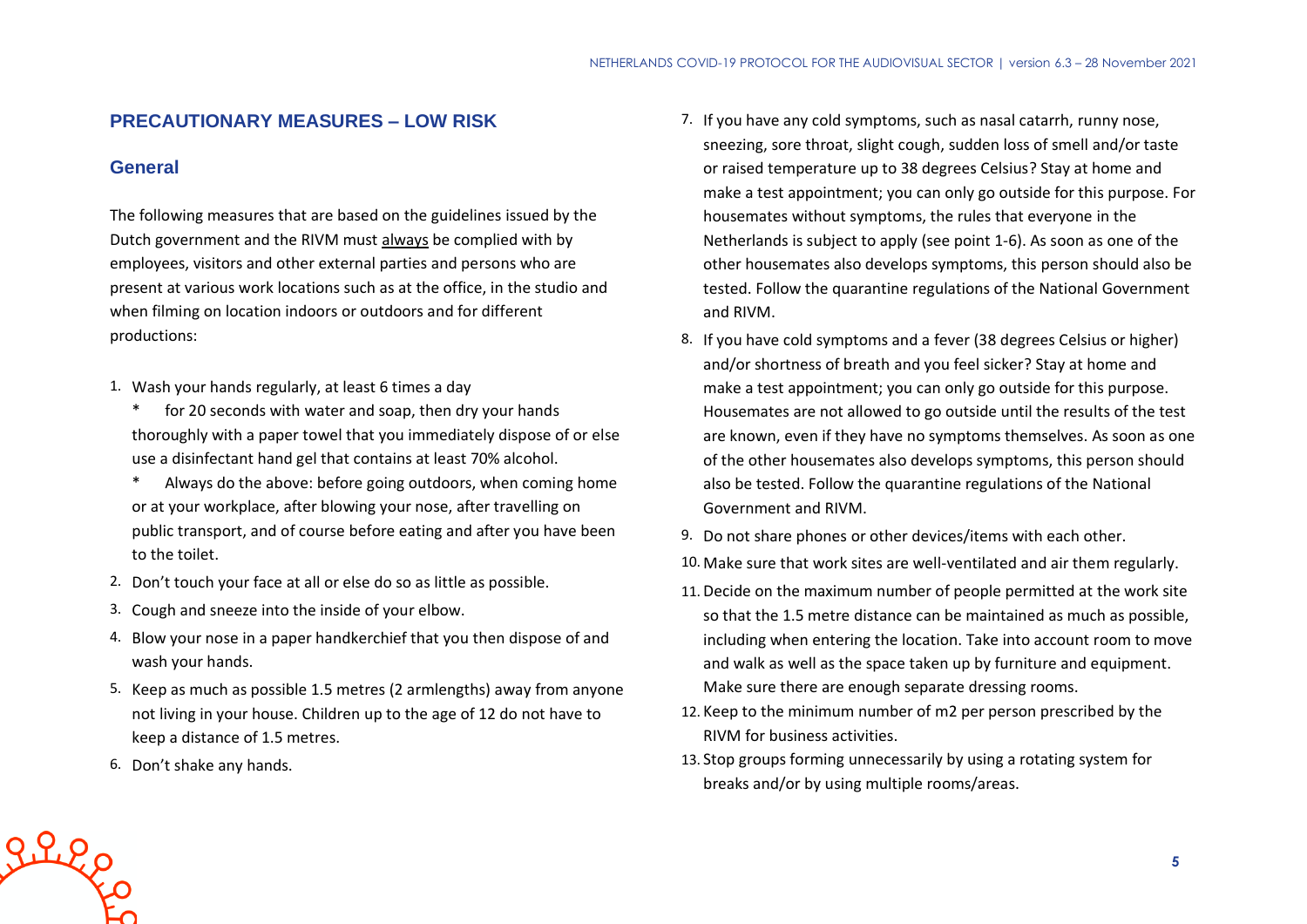## PRECAUTIONARY MEASURES – LOW RISK

### General

The following measures that are based on the guidelines issued by the Dutch government and the RIVM must always be complied with by employees, visitors and other external parties and persons who are present at various work locations such as at the office, in the studio and when filming on location indoors or outdoors and for different productions:

1. Wash your hands regularly, at least 6 times a day
   * for 20 seconds with water and soap, then dry your hands thoroughly with a paper towel that you immediately dispose of or else use a disinfectant hand gel that contains at least 70% alcohol.
   * Always do the above: before going outdoors, when coming home or at your workplace, after blowing your nose, after travelling on public transport, and of course before eating and after you have been to the toilet.
2. Don't touch your face at all or else do so as little as possible.
3. Cough and sneeze into the inside of your elbow.
4. Blow your nose in a paper handkerchief that you then dispose of and wash your hands.
5. Keep as much as possible 1.5 metres (2 armlengths) away from anyone not living in your house. Children up to the age of 12 do not have to keep a distance of 1.5 metres.
6. Don't shake any hands.
7. If you have any cold symptoms, such as nasal catarrh, runny nose, sneezing, sore throat, slight cough, sudden loss of smell and/or taste or raised temperature up to 38 degrees Celsius? Stay at home and make a test appointment; you can only go outside for this purpose. For housemates without symptoms, the rules that everyone in the Netherlands is subject to apply (see point 1-6). As soon as one of the other housemates also develops symptoms, this person should also be tested. Follow the quarantine regulations of the National Government and RIVM.
8. If you have cold symptoms and a fever (38 degrees Celsius or higher) and/or shortness of breath and you feel sicker? Stay at home and make a test appointment; you can only go outside for this purpose. Housemates are not allowed to go outside until the results of the test are known, even if they have no symptoms themselves. As soon as one of the other housemates also develops symptoms, this person should also be tested. Follow the quarantine regulations of the National Government and RIVM.
9. Do not share phones or other devices/items with each other.
10. Make sure that work sites are well-ventilated and air them regularly.
11. Decide on the maximum number of people permitted at the work site so that the 1.5 metre distance can be maintained as much as possible, including when entering the location. Take into account room to move and walk as well as the space taken up by furniture and equipment. Make sure there are enough separate dressing rooms.
12. Keep to the minimum number of m2 per person prescribed by the RIVM for business activities.
13. Stop groups forming unnecessarily by using a rotating system for breaks and/or by using multiple rooms/areas.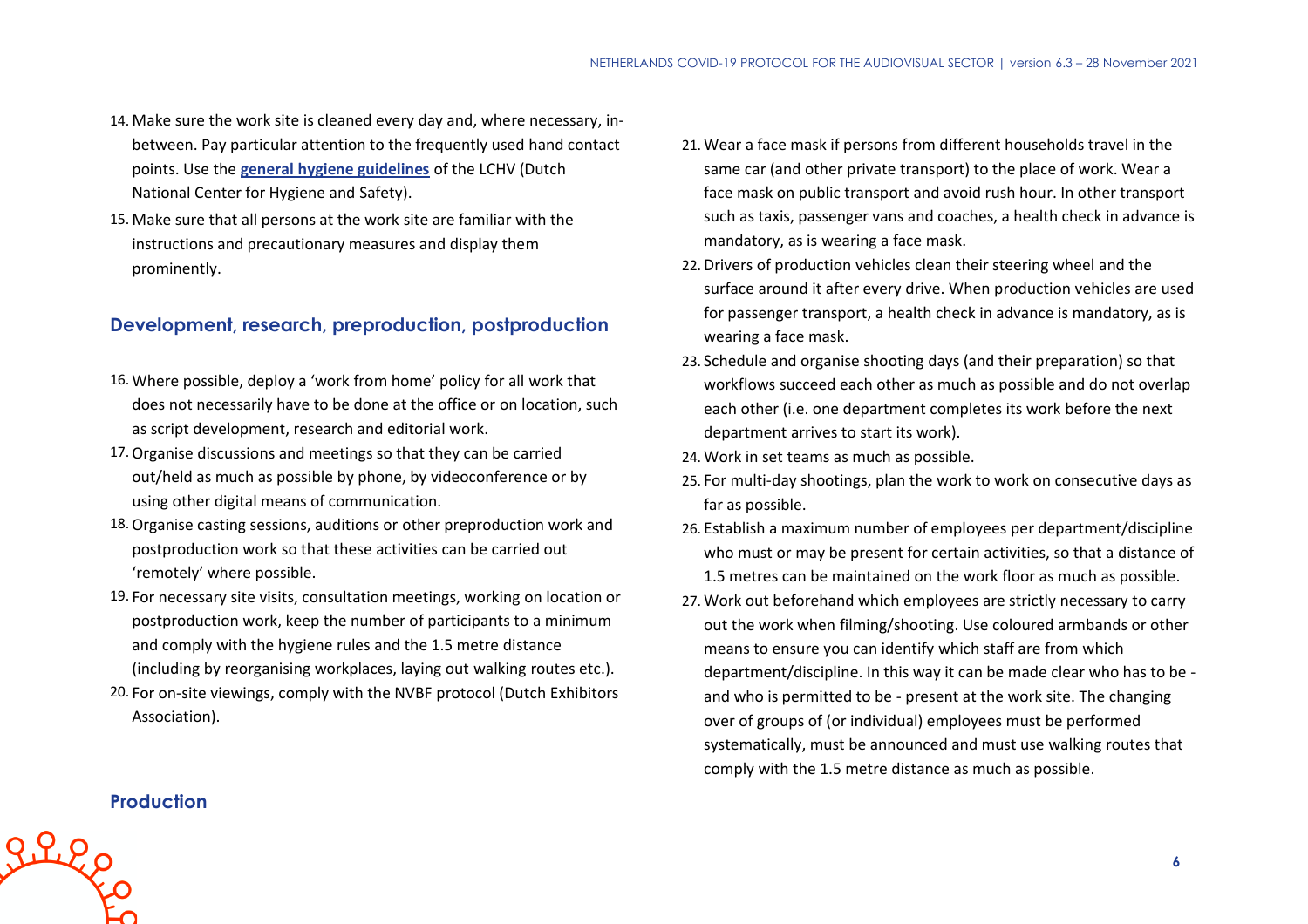14. Make sure the work site is cleaned every day and, where necessary, in-between. Pay particular attention to the frequently used hand contact points. Use the **general hygiene guidelines** of the LCHV (Dutch National Center for Hygiene and Safety).
15. Make sure that all persons at the work site are familiar with the instructions and precautionary measures and display them prominently.

## Development, research, preproduction, postproduction

16. Where possible, deploy a 'work from home' policy for all work that does not necessarily have to be done at the office or on location, such as script development, research and editorial work.
17. Organise discussions and meetings so that they can be carried out/held as much as possible by phone, by videoconference or by using other digital means of communication.
18. Organise casting sessions, auditions or other preproduction work and postproduction work so that these activities can be carried out 'remotely' where possible.
19. For necessary site visits, consultation meetings, working on location or postproduction work, keep the number of participants to a minimum and comply with the hygiene rules and the 1.5 metre distance (including by reorganising workplaces, laying out walking routes etc.).
20. For on-site viewings, comply with the NVBF protocol (Dutch Exhibitors Association).

## Production

21. Wear a face mask if persons from different households travel in the same car (and other private transport) to the place of work. Wear a face mask on public transport and avoid rush hour. In other transport such as taxis, passenger vans and coaches, a health check in advance is mandatory, as is wearing a face mask.
22. Drivers of production vehicles clean their steering wheel and the surface around it after every drive. When production vehicles are used for passenger transport, a health check in advance is mandatory, as is wearing a face mask.
23. Schedule and organise shooting days (and their preparation) so that workflows succeed each other as much as possible and do not overlap each other (i.e. one department completes its work before the next department arrives to start its work).
24. Work in set teams as much as possible.
25. For multi-day shootings, plan the work to work on consecutive days as far as possible.
26. Establish a maximum number of employees per department/discipline who must or may be present for certain activities, so that a distance of 1.5 metres can be maintained on the work floor as much as possible.
27. Work out beforehand which employees are strictly necessary to carry out the work when filming/shooting. Use coloured armbands or other means to ensure you can identify which staff are from which department/discipline. In this way it can be made clear who has to be - and who is permitted to be - present at the work site. The changing over of groups of (or individual) employees must be performed systematically, must be announced and must use walking routes that comply with the 1.5 metre distance as much as possible.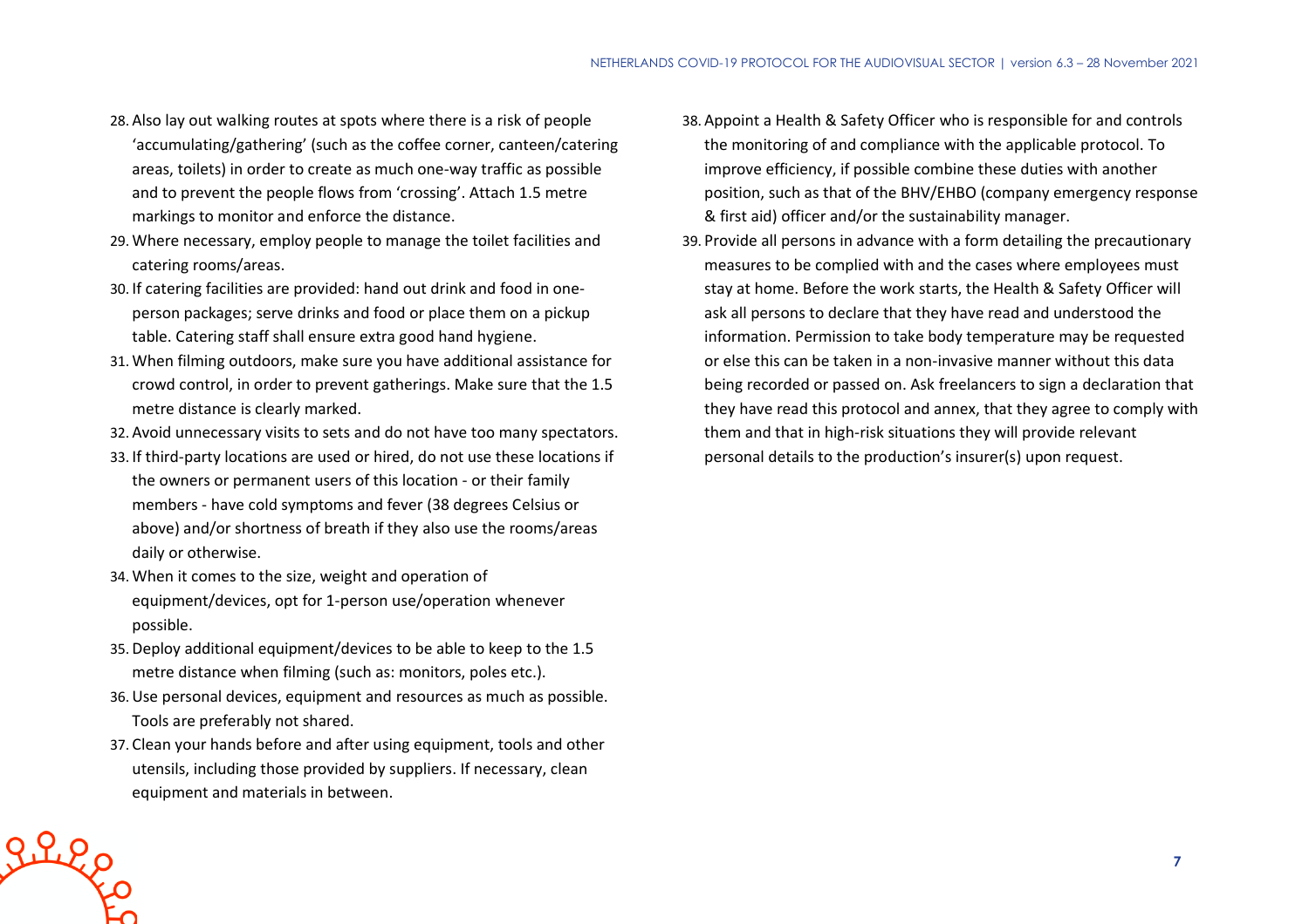28. Also lay out walking routes at spots where there is a risk of people 'accumulating/gathering' (such as the coffee corner, canteen/catering areas, toilets) in order to create as much one-way traffic as possible and to prevent the people flows from 'crossing'. Attach 1.5 metre markings to monitor and enforce the distance.
29. Where necessary, employ people to manage the toilet facilities and catering rooms/areas.
30. If catering facilities are provided: hand out drink and food in one-person packages; serve drinks and food or place them on a pickup table. Catering staff shall ensure extra good hand hygiene.
31. When filming outdoors, make sure you have additional assistance for crowd control, in order to prevent gatherings. Make sure that the 1.5 metre distance is clearly marked.
32. Avoid unnecessary visits to sets and do not have too many spectators.
33. If third-party locations are used or hired, do not use these locations if the owners or permanent users of this location - or their family members - have cold symptoms and fever (38 degrees Celsius or above) and/or shortness of breath if they also use the rooms/areas daily or otherwise.
34. When it comes to the size, weight and operation of equipment/devices, opt for 1-person use/operation whenever possible.
35. Deploy additional equipment/devices to be able to keep to the 1.5 metre distance when filming (such as: monitors, poles etc.).
36. Use personal devices, equipment and resources as much as possible. Tools are preferably not shared.
37. Clean your hands before and after using equipment, tools and other utensils, including those provided by suppliers. If necessary, clean equipment and materials in between.
38. Appoint a Health & Safety Officer who is responsible for and controls the monitoring of and compliance with the applicable protocol. To improve efficiency, if possible combine these duties with another position, such as that of the BHV/EHBO (company emergency response & first aid) officer and/or the sustainability manager.
39. Provide all persons in advance with a form detailing the precautionary measures to be complied with and the cases where employees must stay at home. Before the work starts, the Health & Safety Officer will ask all persons to declare that they have read and understood the information. Permission to take body temperature may be requested or else this can be taken in a non-invasive manner without this data being recorded or passed on. Ask freelancers to sign a declaration that they have read this protocol and annex, that they agree to comply with them and that in high-risk situations they will provide relevant personal details to the production's insurer(s) upon request.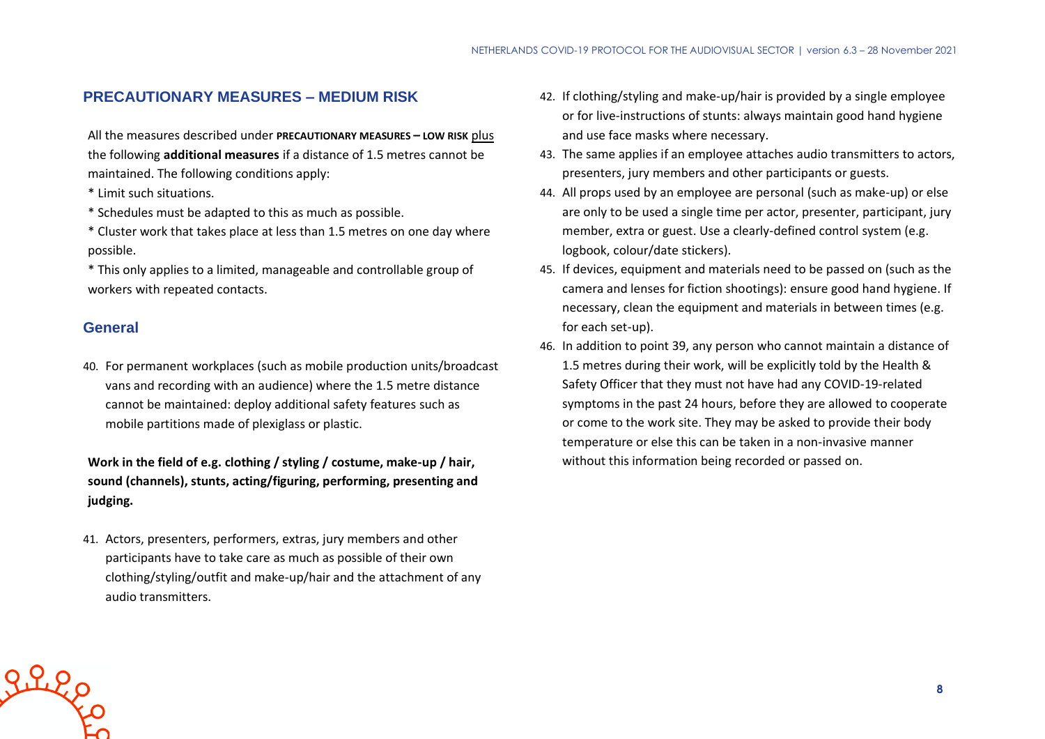## PRECAUTIONARY MEASURES – MEDIUM RISK

All the measures described under **PRECAUTIONARY MEASURES – LOW RISK** plus the following **additional measures** if a distance of 1.5 metres cannot be maintained. The following conditions apply:

* Limit such situations.
* Schedules must be adapted to this as much as possible.
* Cluster work that takes place at less than 1.5 metres on one day where possible.
* This only applies to a limited, manageable and controllable group of workers with repeated contacts.

## General

40. For permanent workplaces (such as mobile production units/broadcast vans and recording with an audience) where the 1.5 metre distance cannot be maintained: deploy additional safety features such as mobile partitions made of plexiglass or plastic.

**Work in the field of e.g. clothing / styling / costume, make-up / hair, sound (channels), stunts, acting/figuring, performing, presenting and judging.**

41. Actors, presenters, performers, extras, jury members and other participants have to take care as much as possible of their own clothing/styling/outfit and make-up/hair and the attachment of any audio transmitters.
42. If clothing/styling and make-up/hair is provided by a single employee or for live-instructions of stunts: always maintain good hand hygiene and use face masks where necessary.
43. The same applies if an employee attaches audio transmitters to actors, presenters, jury members and other participants or guests.
44. All props used by an employee are personal (such as make-up) or else are only to be used a single time per actor, presenter, participant, jury member, extra or guest. Use a clearly-defined control system (e.g. logbook, colour/date stickers).
45. If devices, equipment and materials need to be passed on (such as the camera and lenses for fiction shootings): ensure good hand hygiene. If necessary, clean the equipment and materials in between times (e.g. for each set-up).
46. In addition to point 39, any person who cannot maintain a distance of 1.5 metres during their work, will be explicitly told by the Health & Safety Officer that they must not have had any COVID-19-related symptoms in the past 24 hours, before they are allowed to cooperate or come to the work site. They may be asked to provide their body temperature or else this can be taken in a non-invasive manner without this information being recorded or passed on.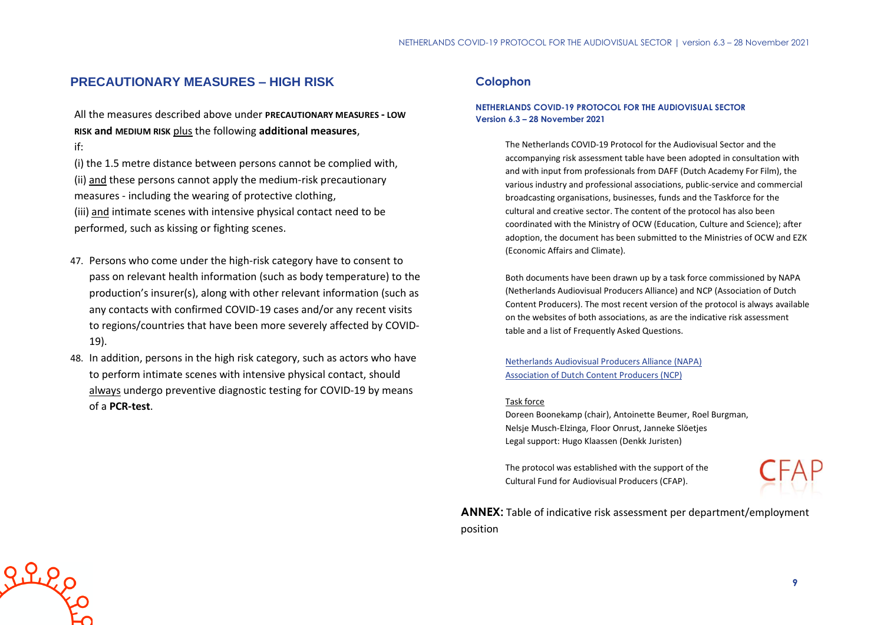## PRECAUTIONARY MEASURES – HIGH RISK

All the measures described above under **PRECAUTIONARY MEASURES - LOW RISK and MEDIUM RISK** plus the following **additional measures**, if:

(i) the 1.5 metre distance between persons cannot be complied with,
(ii) and these persons cannot apply the medium-risk precautionary measures - including the wearing of protective clothing,
(iii) and intimate scenes with intensive physical contact need to be performed, such as kissing or fighting scenes.

47. Persons who come under the high-risk category have to consent to pass on relevant health information (such as body temperature) to the production's insurer(s), along with other relevant information (such as any contacts with confirmed COVID-19 cases and/or any recent visits to regions/countries that have been more severely affected by COVID-19).
48. In addition, persons in the high risk category, such as actors who have to perform intimate scenes with intensive physical contact, should always undergo preventive diagnostic testing for COVID-19 by means of a **PCR-test**.

## Colophon

**NETHERLANDS COVID-19 PROTOCOL FOR THE AUDIOVISUAL SECTOR**
**Version 6.3 – 28 November 2021**

The Netherlands COVID-19 Protocol for the Audiovisual Sector and the accompanying risk assessment table have been adopted in consultation with and with input from professionals from DAFF (Dutch Academy For Film), the various industry and professional associations, public-service and commercial broadcasting organisations, businesses, funds and the Taskforce for the cultural and creative sector. The content of the protocol has also been coordinated with the Ministry of OCW (Education, Culture and Science); after adoption, the document has been submitted to the Ministries of OCW and EZK (Economic Affairs and Climate).

Both documents have been drawn up by a task force commissioned by NAPA (Netherlands Audiovisual Producers Alliance) and NCP (Association of Dutch Content Producers). The most recent version of the protocol is always available on the websites of both associations, as are the indicative risk assessment table and a list of Frequently Asked Questions.

Netherlands Audiovisual Producers Alliance (NAPA)
Association of Dutch Content Producers (NCP)

Task force
Doreen Boonekamp (chair), Antoinette Beumer, Roel Burgman, Nelsje Musch-Elzinga, Floor Onrust, Janneke Slöetjes
Legal support: Hugo Klaassen (Denkk Juristen)

The protocol was established with the support of the Cultural Fund for Audiovisual Producers (CFAP).

CFAP

**ANNEX:** Table of indicative risk assessment per department/employment position